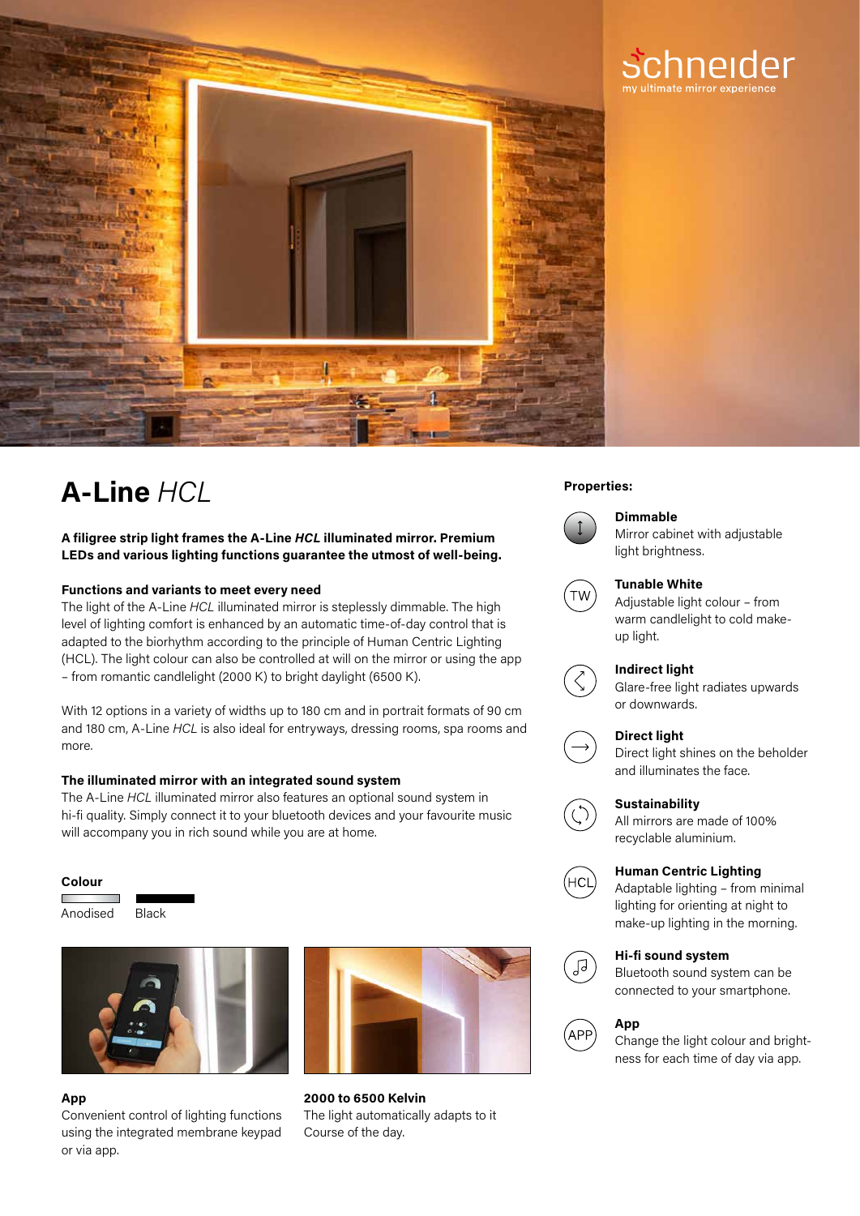schneider
my ultimate mirror experience

# A-Line *HCL*

**A filigree strip light frames the A-Line *HCL* illuminated mirror. Premium LEDs and various lighting functions guarantee the utmost of well-being.**

**Functions and variants to meet every need**
The light of the A-Line *HCL* illuminated mirror is steplessly dimmable. The high level of lighting comfort is enhanced by an automatic time-of-day control that is adapted to the biorhythm according to the principle of Human Centric Lighting (HCL). The light colour can also be controlled at will on the mirror or using the app – from romantic candlelight (2000 K) to bright daylight (6500 K).

With 12 options in a variety of widths up to 180 cm and in portrait formats of 90 cm and 180 cm, A-Line *HCL* is also ideal for entryways, dressing rooms, spa rooms and more.

**The illuminated mirror with an integrated sound system**
The A-Line *HCL* illuminated mirror also features an optional sound system in hi-fi quality. Simply connect it to your bluetooth devices and your favourite music will accompany you in rich sound while you are at home.

**Colour**

Anodised Black

**App**
Convenient control of lighting functions using the integrated membrane keypad or via app.

**2000 to 6500 Kelvin**
The light automatically adapts to it Course of the day.

**Properties:**

**Dimmable**
Mirror cabinet with adjustable light brightness.

**Tunable White**
Adjustable light colour – from warm candlelight to cold make-up light.

**Indirect light**
Glare-free light radiates upwards or downwards.

**Direct light**
Direct light shines on the beholder and illuminates the face.

**Sustainability**
All mirrors are made of 100% recyclable aluminium.

**Human Centric Lighting**
Adaptable lighting – from minimal lighting for orienting at night to make-up lighting in the morning.

**Hi-fi sound system**
Bluetooth sound system can be connected to your smartphone.

**App**
Change the light colour and brightness for each time of day via app.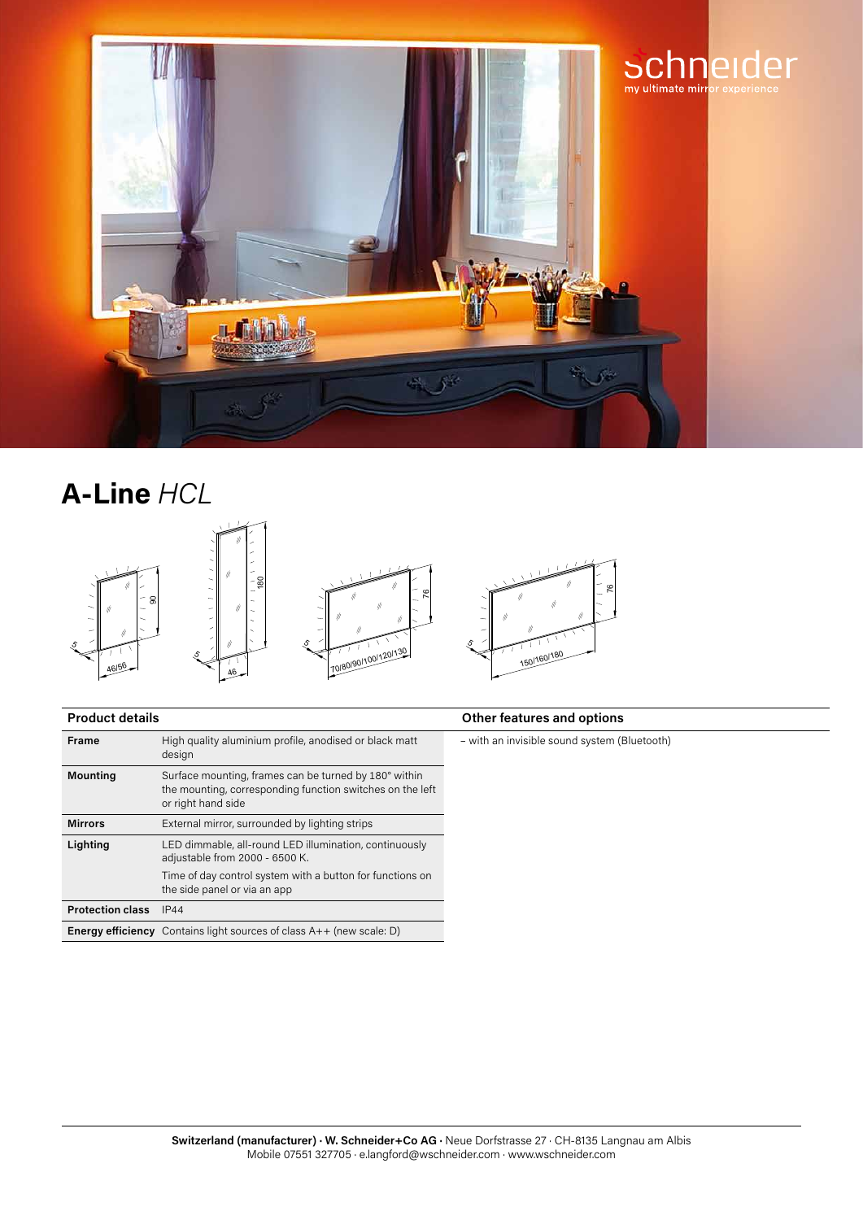# **A-Line** *HCL*

46/56
90
5

46
180
5

70/80/90/100/120/130
76
5

150/160/180
76
5

## Product details

| | |
|---|---|
| **Frame** | High quality aluminium profile, anodised or black matt design |
| **Mounting** | Surface mounting, frames can be turned by 180° within the mounting, corresponding function switches on the left or right hand side |
| **Mirrors** | External mirror, surrounded by lighting strips |
| **Lighting** | LED dimmable, all-round LED illumination, continuously adjustable from 2000 - 6500 K.<br>Time of day control system with a button for functions on the side panel or via an app |
| **Protection class** | IP44 |
| **Energy efficiency** | Contains light sources of class A++ (new scale: D) |

## Other features and options

– with an invisible sound system (Bluetooth)

**Switzerland (manufacturer) · W. Schneider+Co AG ·** Neue Dorfstrasse 27 · CH-8135 Langnau am Albis
Mobile 07551 327705 · e.langford@wschneider.com · www.wschneider.com